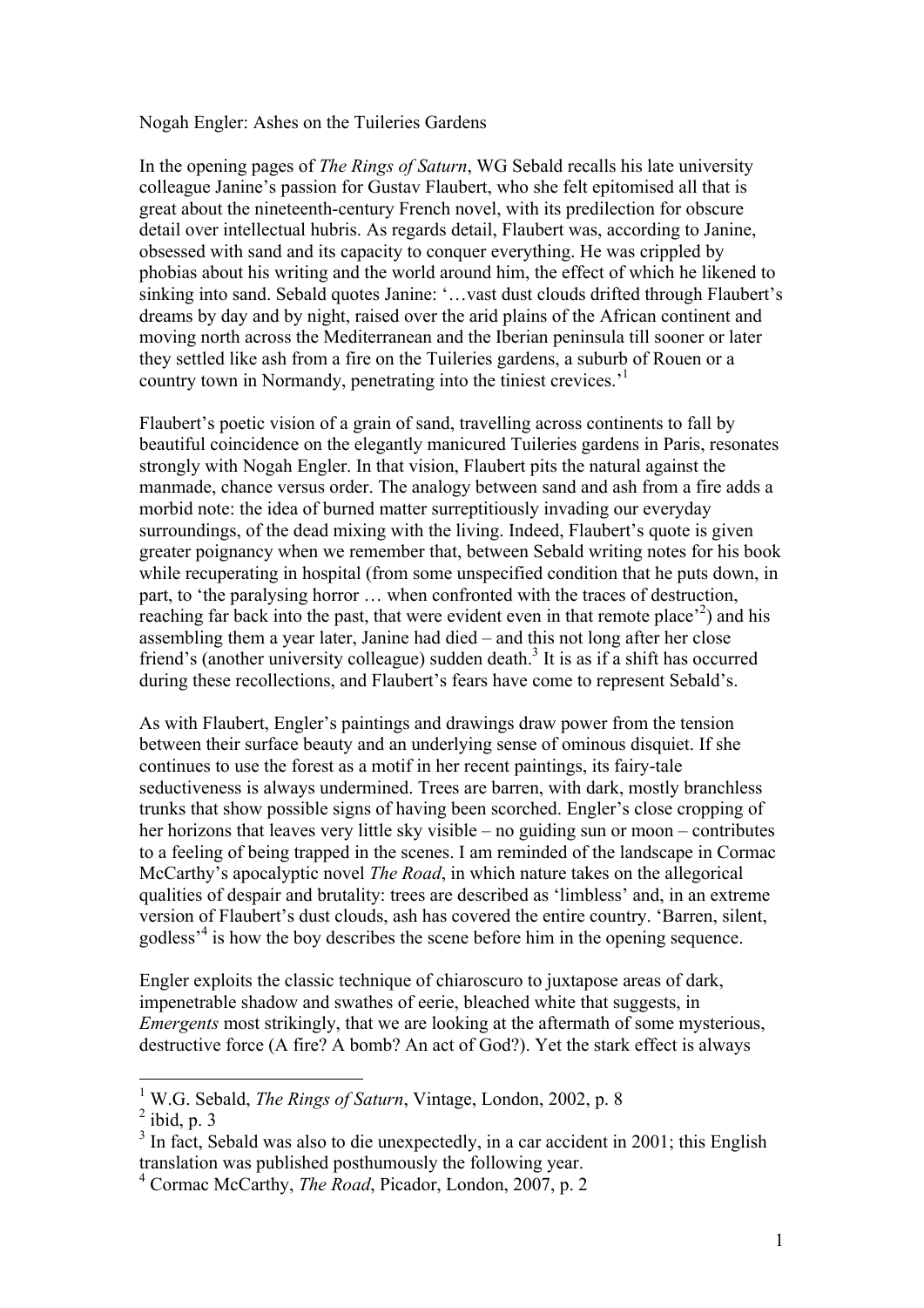Nogah Engler: Ashes on the Tuileries Gardens

In the opening pages of *The Rings of Saturn*, WG Sebald recalls his late university colleague Janine's passion for Gustav Flaubert, who she felt epitomised all that is great about the nineteenth-century French novel, with its predilection for obscure detail over intellectual hubris. As regards detail, Flaubert was, according to Janine, obsessed with sand and its capacity to conquer everything. He was crippled by phobias about his writing and the world around him, the effect of which he likened to sinking into sand. Sebald quotes Janine: '…vast dust clouds drifted through Flaubert's dreams by day and by night, raised over the arid plains of the African continent and moving north across the Mediterranean and the Iberian peninsula till sooner or later they settled like ash from a fire on the Tuileries gardens, a suburb of Rouen or a country town in Normandy, penetrating into the tiniest crevices.'[1]

Flaubert's poetic vision of a grain of sand, travelling across continents to fall by beautiful coincidence on the elegantly manicured Tuileries gardens in Paris, resonates strongly with Nogah Engler. In that vision, Flaubert pits the natural against the manmade, chance versus order. The analogy between sand and ash from a fire adds a morbid note: the idea of burned matter surreptitiously invading our everyday surroundings, of the dead mixing with the living. Indeed, Flaubert's quote is given greater poignancy when we remember that, between Sebald writing notes for his book while recuperating in hospital (from some unspecified condition that he puts down, in part, to 'the paralysing horror … when confronted with the traces of destruction, reaching far back into the past, that were evident even in that remote place'[2]) and his assembling them a year later, Janine had died – and this not long after her close friend's (another university colleague) sudden death.[3] It is as if a shift has occurred during these recollections, and Flaubert's fears have come to represent Sebald's.

As with Flaubert, Engler's paintings and drawings draw power from the tension between their surface beauty and an underlying sense of ominous disquiet. If she continues to use the forest as a motif in her recent paintings, its fairy-tale seductiveness is always undermined. Trees are barren, with dark, mostly branchless trunks that show possible signs of having been scorched. Engler's close cropping of her horizons that leaves very little sky visible – no guiding sun or moon – contributes to a feeling of being trapped in the scenes. I am reminded of the landscape in Cormac McCarthy's apocalyptic novel *The Road*, in which nature takes on the allegorical qualities of despair and brutality: trees are described as 'limbless' and, in an extreme version of Flaubert's dust clouds, ash has covered the entire country. 'Barren, silent, godless'[4] is how the boy describes the scene before him in the opening sequence.

Engler exploits the classic technique of chiaroscuro to juxtapose areas of dark, impenetrable shadow and swathes of eerie, bleached white that suggests, in *Emergents* most strikingly, that we are looking at the aftermath of some mysterious, destructive force (A fire? A bomb? An act of God?). Yet the stark effect is always

---

[1] W.G. Sebald, *The Rings of Saturn*, Vintage, London, 2002, p. 8

[2] ibid, p. 3

[3] In fact, Sebald was also to die unexpectedly, in a car accident in 2001; this English translation was published posthumously the following year.

[4] Cormac McCarthy, *The Road*, Picador, London, 2007, p. 2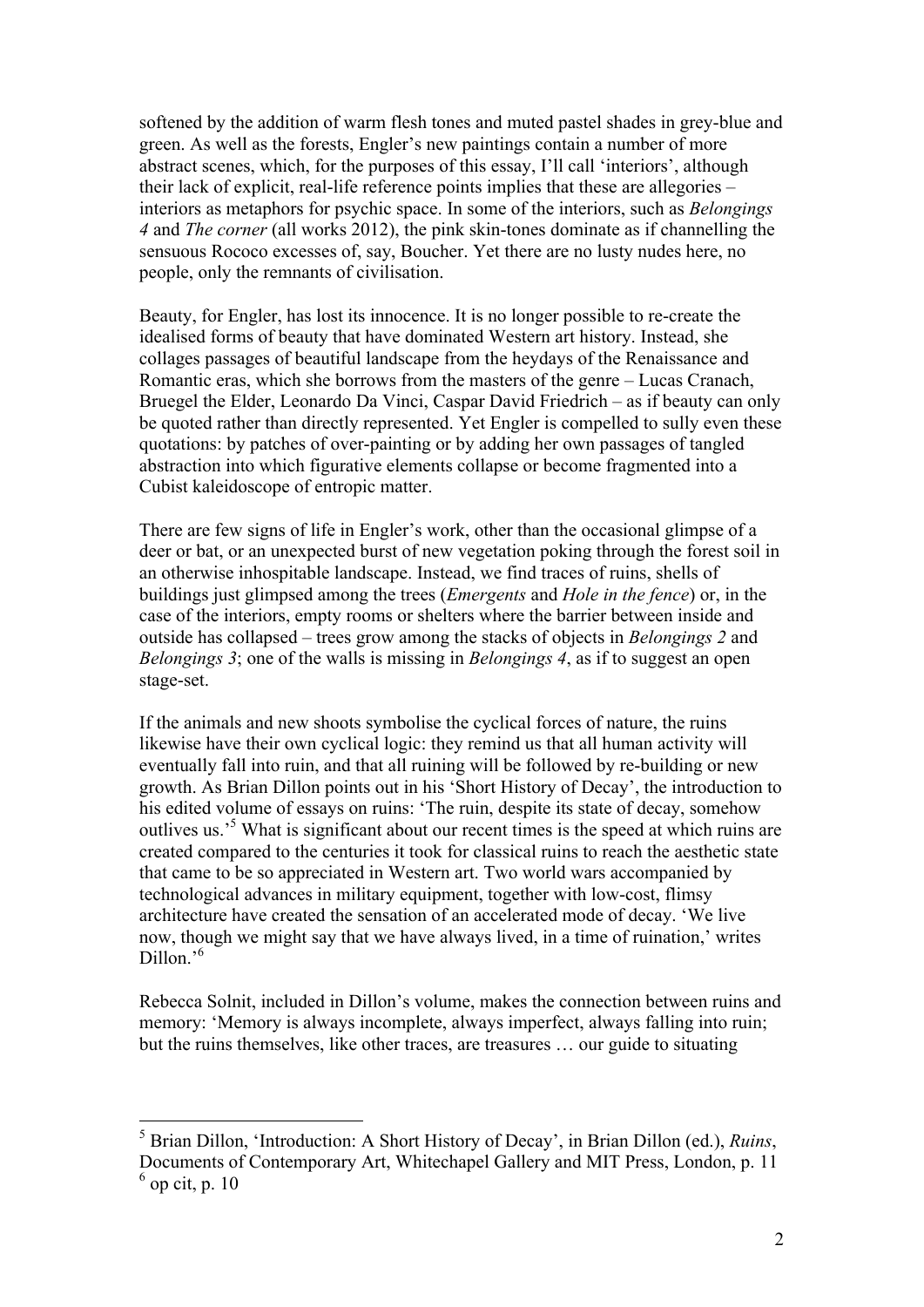softened by the addition of warm flesh tones and muted pastel shades in grey-blue and green. As well as the forests, Engler's new paintings contain a number of more abstract scenes, which, for the purposes of this essay, I'll call 'interiors', although their lack of explicit, real-life reference points implies that these are allegories – interiors as metaphors for psychic space. In some of the interiors, such as *Belongings 4* and *The corner* (all works 2012), the pink skin-tones dominate as if channelling the sensuous Rococo excesses of, say, Boucher. Yet there are no lusty nudes here, no people, only the remnants of civilisation.

Beauty, for Engler, has lost its innocence. It is no longer possible to re-create the idealised forms of beauty that have dominated Western art history. Instead, she collages passages of beautiful landscape from the heydays of the Renaissance and Romantic eras, which she borrows from the masters of the genre – Lucas Cranach, Bruegel the Elder, Leonardo Da Vinci, Caspar David Friedrich – as if beauty can only be quoted rather than directly represented. Yet Engler is compelled to sully even these quotations: by patches of over-painting or by adding her own passages of tangled abstraction into which figurative elements collapse or become fragmented into a Cubist kaleidoscope of entropic matter.

There are few signs of life in Engler's work, other than the occasional glimpse of a deer or bat, or an unexpected burst of new vegetation poking through the forest soil in an otherwise inhospitable landscape. Instead, we find traces of ruins, shells of buildings just glimpsed among the trees (*Emergents* and *Hole in the fence*) or, in the case of the interiors, empty rooms or shelters where the barrier between inside and outside has collapsed – trees grow among the stacks of objects in *Belongings 2* and *Belongings 3*; one of the walls is missing in *Belongings 4*, as if to suggest an open stage-set.

If the animals and new shoots symbolise the cyclical forces of nature, the ruins likewise have their own cyclical logic: they remind us that all human activity will eventually fall into ruin, and that all ruining will be followed by re-building or new growth. As Brian Dillon points out in his 'Short History of Decay', the introduction to his edited volume of essays on ruins: 'The ruin, despite its state of decay, somehow outlives us.'[5] What is significant about our recent times is the speed at which ruins are created compared to the centuries it took for classical ruins to reach the aesthetic state that came to be so appreciated in Western art. Two world wars accompanied by technological advances in military equipment, together with low-cost, flimsy architecture have created the sensation of an accelerated mode of decay. 'We live now, though we might say that we have always lived, in a time of ruination,' writes Dillon.'[6]

Rebecca Solnit, included in Dillon's volume, makes the connection between ruins and memory: 'Memory is always incomplete, always imperfect, always falling into ruin; but the ruins themselves, like other traces, are treasures … our guide to situating

---

[5] Brian Dillon, 'Introduction: A Short History of Decay', in Brian Dillon (ed.), *Ruins*, Documents of Contemporary Art, Whitechapel Gallery and MIT Press, London, p. 11

[6] op cit, p. 10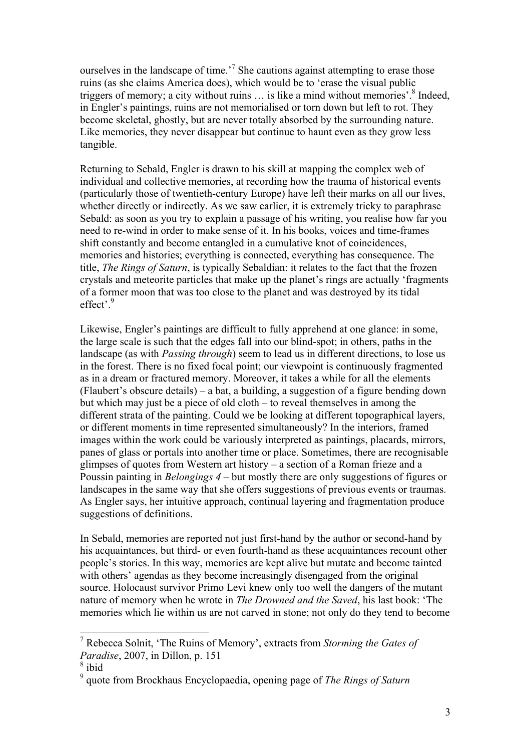ourselves in the landscape of time.'[7] She cautions against attempting to erase those ruins (as she claims America does), which would be to 'erase the visual public triggers of memory; a city without ruins … is like a mind without memories'.[8] Indeed, in Engler's paintings, ruins are not memorialised or torn down but left to rot. They become skeletal, ghostly, but are never totally absorbed by the surrounding nature. Like memories, they never disappear but continue to haunt even as they grow less tangible.

Returning to Sebald, Engler is drawn to his skill at mapping the complex web of individual and collective memories, at recording how the trauma of historical events (particularly those of twentieth-century Europe) have left their marks on all our lives, whether directly or indirectly. As we saw earlier, it is extremely tricky to paraphrase Sebald: as soon as you try to explain a passage of his writing, you realise how far you need to re-wind in order to make sense of it. In his books, voices and time-frames shift constantly and become entangled in a cumulative knot of coincidences, memories and histories; everything is connected, everything has consequence. The title, *The Rings of Saturn*, is typically Sebaldian: it relates to the fact that the frozen crystals and meteorite particles that make up the planet's rings are actually 'fragments of a former moon that was too close to the planet and was destroyed by its tidal effect'.[9]

Likewise, Engler's paintings are difficult to fully apprehend at one glance: in some, the large scale is such that the edges fall into our blind-spot; in others, paths in the landscape (as with *Passing through*) seem to lead us in different directions, to lose us in the forest. There is no fixed focal point; our viewpoint is continuously fragmented as in a dream or fractured memory. Moreover, it takes a while for all the elements (Flaubert's obscure details) – a bat, a building, a suggestion of a figure bending down but which may just be a piece of old cloth – to reveal themselves in among the different strata of the painting. Could we be looking at different topographical layers, or different moments in time represented simultaneously? In the interiors, framed images within the work could be variously interpreted as paintings, placards, mirrors, panes of glass or portals into another time or place. Sometimes, there are recognisable glimpses of quotes from Western art history – a section of a Roman frieze and a Poussin painting in *Belongings 4* – but mostly there are only suggestions of figures or landscapes in the same way that she offers suggestions of previous events or traumas. As Engler says, her intuitive approach, continual layering and fragmentation produce suggestions of definitions.

In Sebald, memories are reported not just first-hand by the author or second-hand by his acquaintances, but third- or even fourth-hand as these acquaintances recount other people's stories. In this way, memories are kept alive but mutate and become tainted with others' agendas as they become increasingly disengaged from the original source. Holocaust survivor Primo Levi knew only too well the dangers of the mutant nature of memory when he wrote in *The Drowned and the Saved*, his last book: 'The memories which lie within us are not carved in stone; not only do they tend to become

---

[7] Rebecca Solnit, 'The Ruins of Memory', extracts from *Storming the Gates of Paradise*, 2007, in Dillon, p. 151

[8] ibid

[9] quote from Brockhaus Encyclopaedia, opening page of *The Rings of Saturn*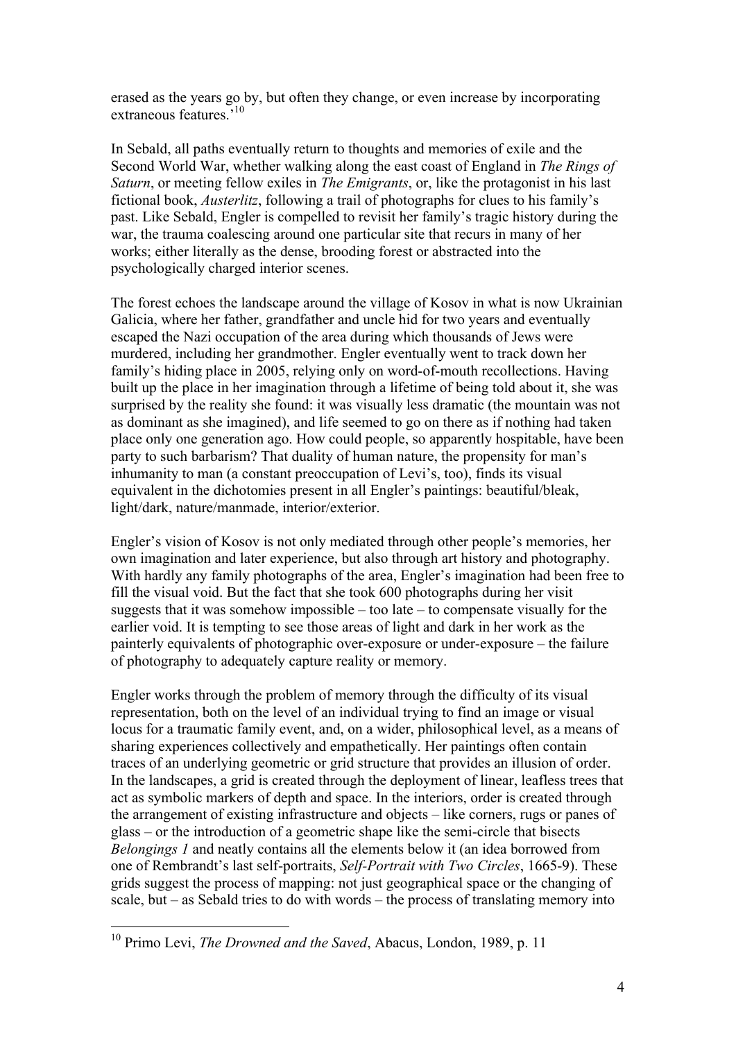erased as the years go by, but often they change, or even increase by incorporating extraneous features.'[10]

In Sebald, all paths eventually return to thoughts and memories of exile and the Second World War, whether walking along the east coast of England in *The Rings of Saturn*, or meeting fellow exiles in *The Emigrants*, or, like the protagonist in his last fictional book, *Austerlitz*, following a trail of photographs for clues to his family's past. Like Sebald, Engler is compelled to revisit her family's tragic history during the war, the trauma coalescing around one particular site that recurs in many of her works; either literally as the dense, brooding forest or abstracted into the psychologically charged interior scenes.

The forest echoes the landscape around the village of Kosov in what is now Ukrainian Galicia, where her father, grandfather and uncle hid for two years and eventually escaped the Nazi occupation of the area during which thousands of Jews were murdered, including her grandmother. Engler eventually went to track down her family's hiding place in 2005, relying only on word-of-mouth recollections. Having built up the place in her imagination through a lifetime of being told about it, she was surprised by the reality she found: it was visually less dramatic (the mountain was not as dominant as she imagined), and life seemed to go on there as if nothing had taken place only one generation ago. How could people, so apparently hospitable, have been party to such barbarism? That duality of human nature, the propensity for man's inhumanity to man (a constant preoccupation of Levi's, too), finds its visual equivalent in the dichotomies present in all Engler's paintings: beautiful/bleak, light/dark, nature/manmade, interior/exterior.

Engler's vision of Kosov is not only mediated through other people's memories, her own imagination and later experience, but also through art history and photography. With hardly any family photographs of the area, Engler's imagination had been free to fill the visual void. But the fact that she took 600 photographs during her visit suggests that it was somehow impossible – too late – to compensate visually for the earlier void. It is tempting to see those areas of light and dark in her work as the painterly equivalents of photographic over-exposure or under-exposure – the failure of photography to adequately capture reality or memory.

Engler works through the problem of memory through the difficulty of its visual representation, both on the level of an individual trying to find an image or visual locus for a traumatic family event, and, on a wider, philosophical level, as a means of sharing experiences collectively and empathetically. Her paintings often contain traces of an underlying geometric or grid structure that provides an illusion of order. In the landscapes, a grid is created through the deployment of linear, leafless trees that act as symbolic markers of depth and space. In the interiors, order is created through the arrangement of existing infrastructure and objects – like corners, rugs or panes of glass – or the introduction of a geometric shape like the semi-circle that bisects *Belongings 1* and neatly contains all the elements below it (an idea borrowed from one of Rembrandt's last self-portraits, *Self-Portrait with Two Circles*, 1665-9). These grids suggest the process of mapping: not just geographical space or the changing of scale, but – as Sebald tries to do with words – the process of translating memory into

---

[10] Primo Levi, *The Drowned and the Saved*, Abacus, London, 1989, p. 11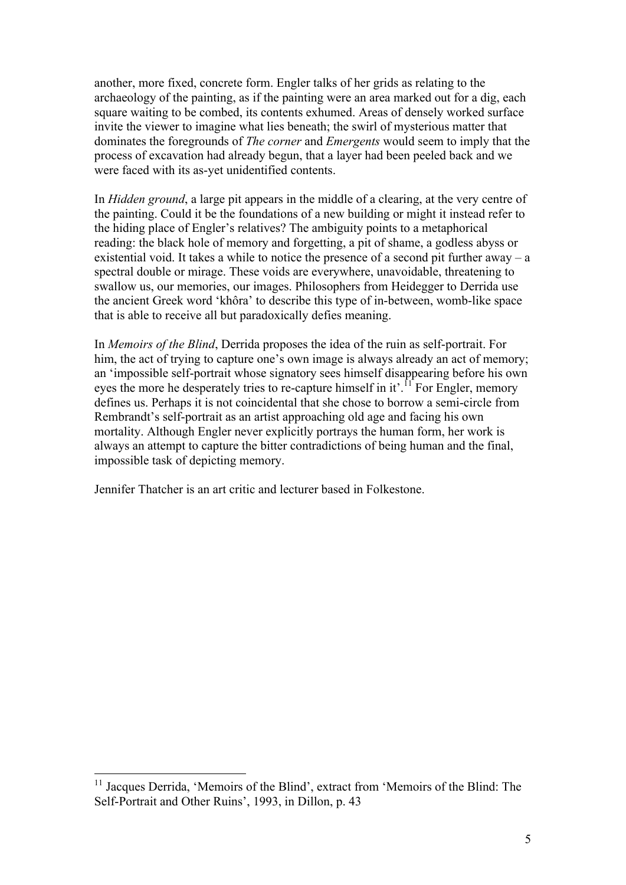another, more fixed, concrete form. Engler talks of her grids as relating to the archaeology of the painting, as if the painting were an area marked out for a dig, each square waiting to be combed, its contents exhumed. Areas of densely worked surface invite the viewer to imagine what lies beneath; the swirl of mysterious matter that dominates the foregrounds of *The corner* and *Emergents* would seem to imply that the process of excavation had already begun, that a layer had been peeled back and we were faced with its as-yet unidentified contents.

In *Hidden ground*, a large pit appears in the middle of a clearing, at the very centre of the painting. Could it be the foundations of a new building or might it instead refer to the hiding place of Engler's relatives? The ambiguity points to a metaphorical reading: the black hole of memory and forgetting, a pit of shame, a godless abyss or existential void. It takes a while to notice the presence of a second pit further away – a spectral double or mirage. These voids are everywhere, unavoidable, threatening to swallow us, our memories, our images. Philosophers from Heidegger to Derrida use the ancient Greek word 'khôra' to describe this type of in-between, womb-like space that is able to receive all but paradoxically defies meaning.

In *Memoirs of the Blind*, Derrida proposes the idea of the ruin as self-portrait. For him, the act of trying to capture one's own image is always already an act of memory; an 'impossible self-portrait whose signatory sees himself disappearing before his own eyes the more he desperately tries to re-capture himself in it'.[11] For Engler, memory defines us. Perhaps it is not coincidental that she chose to borrow a semi-circle from Rembrandt's self-portrait as an artist approaching old age and facing his own mortality. Although Engler never explicitly portrays the human form, her work is always an attempt to capture the bitter contradictions of being human and the final, impossible task of depicting memory.

Jennifer Thatcher is an art critic and lecturer based in Folkestone.

[11] Jacques Derrida, 'Memoirs of the Blind', extract from 'Memoirs of the Blind: The Self-Portrait and Other Ruins', 1993, in Dillon, p. 43